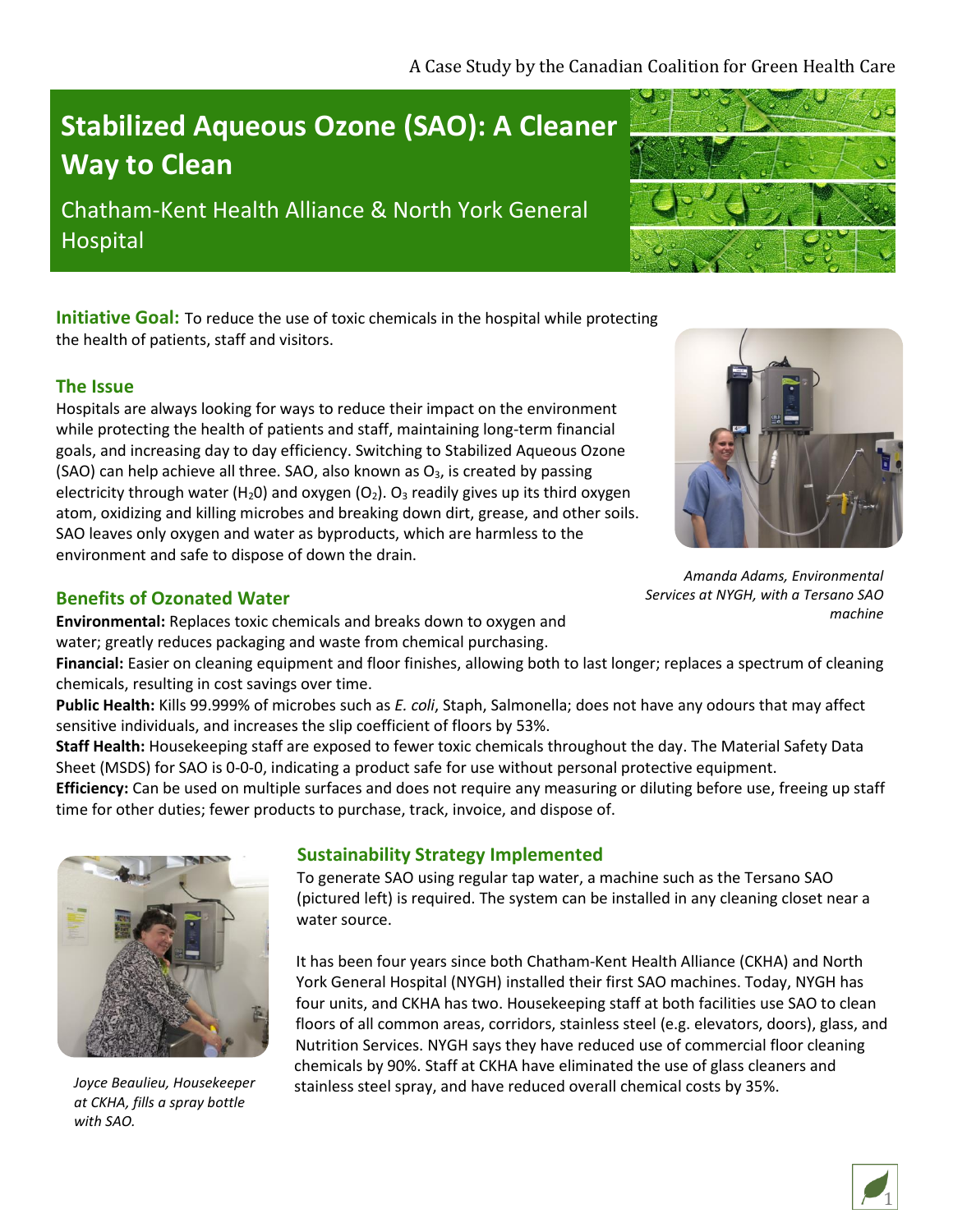A Case Study by the Canadian Coalition for Green Health Care

# Stabilized Aqueous Ozone (SAO): A Cleaner Way to Clean

## Chatham-Kent Health Alliance & North York General Hospital

**Initiative Goal:** To reduce the use of toxic chemicals in the hospital while protecting the health of patients, staff and visitors.

### The Issue

Hospitals are always looking for ways to reduce their impact on the environment while protecting the health of patients and staff, maintaining long-term financial goals, and increasing day to day efficiency. Switching to Stabilized Aqueous Ozone (SAO) can help achieve all three. SAO, also known as $O_3$, is created by passing electricity through water ($H_20$) and oxygen ($O_2$). $O_3$ readily gives up its third oxygen atom, oxidizing and killing microbes and breaking down dirt, grease, and other soils. SAO leaves only oxygen and water as byproducts, which are harmless to the environment and safe to dispose of down the drain.

*Amanda Adams, Environmental Services at NYGH, with a Tersano SAO machine*

### Benefits of Ozonated Water

**Environmental:** Replaces toxic chemicals and breaks down to oxygen and water; greatly reduces packaging and waste from chemical purchasing.
**Financial:** Easier on cleaning equipment and floor finishes, allowing both to last longer; replaces a spectrum of cleaning chemicals, resulting in cost savings over time.
**Public Health:** Kills 99.999% of microbes such as *E. coli*, Staph, Salmonella; does not have any odours that may affect sensitive individuals, and increases the slip coefficient of floors by 53%.
**Staff Health:** Housekeeping staff are exposed to fewer toxic chemicals throughout the day. The Material Safety Data Sheet (MSDS) for SAO is 0-0-0, indicating a product safe for use without personal protective equipment.
**Efficiency:** Can be used on multiple surfaces and does not require any measuring or diluting before use, freeing up staff time for other duties; fewer products to purchase, track, invoice, and dispose of.

*Joyce Beaulieu, Housekeeper at CKHA, fills a spray bottle with SAO.*

### Sustainability Strategy Implemented

To generate SAO using regular tap water, a machine such as the Tersano SAO (pictured left) is required. The system can be installed in any cleaning closet near a water source.

It has been four years since both Chatham-Kent Health Alliance (CKHA) and North York General Hospital (NYGH) installed their first SAO machines. Today, NYGH has four units, and CKHA has two. Housekeeping staff at both facilities use SAO to clean floors of all common areas, corridors, stainless steel (e.g. elevators, doors), glass, and Nutrition Services. NYGH says they have reduced use of commercial floor cleaning chemicals by 90%. Staff at CKHA have eliminated the use of glass cleaners and stainless steel spray, and have reduced overall chemical costs by 35%.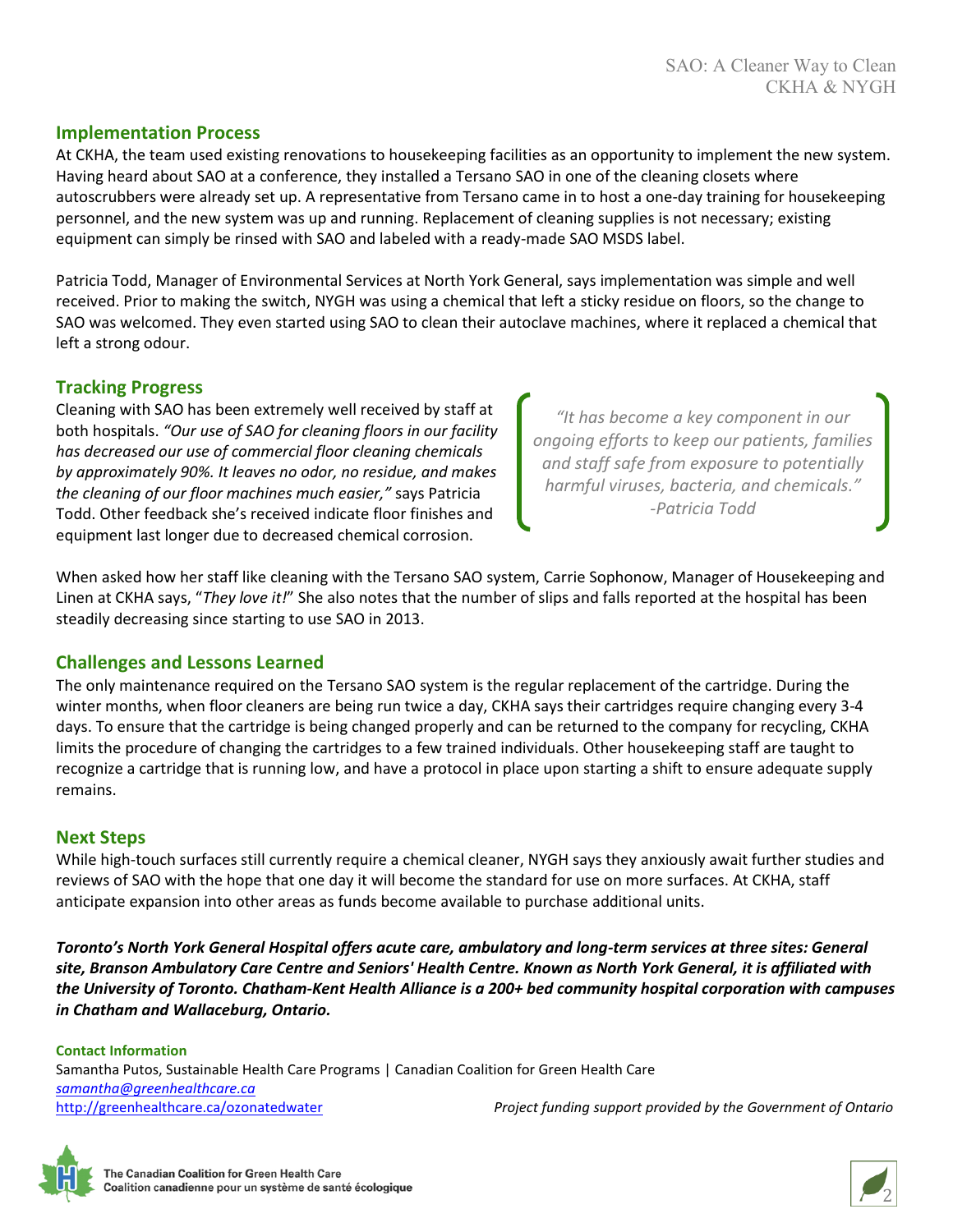## Implementation Process

At CKHA, the team used existing renovations to housekeeping facilities as an opportunity to implement the new system. Having heard about SAO at a conference, they installed a Tersano SAO in one of the cleaning closets where autoscrubbers were already set up. A representative from Tersano came in to host a one-day training for housekeeping personnel, and the new system was up and running. Replacement of cleaning supplies is not necessary; existing equipment can simply be rinsed with SAO and labeled with a ready-made SAO MSDS label.

Patricia Todd, Manager of Environmental Services at North York General, says implementation was simple and well received. Prior to making the switch, NYGH was using a chemical that left a sticky residue on floors, so the change to SAO was welcomed. They even started using SAO to clean their autoclave machines, where it replaced a chemical that left a strong odour.

## Tracking Progress

Cleaning with SAO has been extremely well received by staff at both hospitals. *"Our use of SAO for cleaning floors in our facility has decreased our use of commercial floor cleaning chemicals by approximately 90%. It leaves no odor, no residue, and makes the cleaning of our floor machines much easier,"* says Patricia Todd. Other feedback she's received indicate floor finishes and equipment last longer due to decreased chemical corrosion.

> *"It has become a key component in our ongoing efforts to keep our patients, families and staff safe from exposure to potentially harmful viruses, bacteria, and chemicals." -Patricia Todd*

When asked how her staff like cleaning with the Tersano SAO system, Carrie Sophonow, Manager of Housekeeping and Linen at CKHA says, "*They love it!*" She also notes that the number of slips and falls reported at the hospital has been steadily decreasing since starting to use SAO in 2013.

## Challenges and Lessons Learned

The only maintenance required on the Tersano SAO system is the regular replacement of the cartridge. During the winter months, when floor cleaners are being run twice a day, CKHA says their cartridges require changing every 3-4 days. To ensure that the cartridge is being changed properly and can be returned to the company for recycling, CKHA limits the procedure of changing the cartridges to a few trained individuals. Other housekeeping staff are taught to recognize a cartridge that is running low, and have a protocol in place upon starting a shift to ensure adequate supply remains.

## Next Steps

While high-touch surfaces still currently require a chemical cleaner, NYGH says they anxiously await further studies and reviews of SAO with the hope that one day it will become the standard for use on more surfaces. At CKHA, staff anticipate expansion into other areas as funds become available to purchase additional units.

***Toronto's North York General Hospital offers acute care, ambulatory and long-term services at three sites: General site, Branson Ambulatory Care Centre and Seniors' Health Centre. Known as North York General, it is affiliated with the University of Toronto. Chatham-Kent Health Alliance is a 200+ bed community hospital corporation with campuses in Chatham and Wallaceburg, Ontario.***

**Contact Information**

Samantha Putos, Sustainable Health Care Programs | Canadian Coalition for Green Health Care
*samantha@greenhealthcare.ca*
http://greenhealthcare.ca/ozonatedwater

*Project funding support provided by the Government of Ontario*

The Canadian Coalition for Green Health Care
Coalition canadienne pour un système de santé écologique